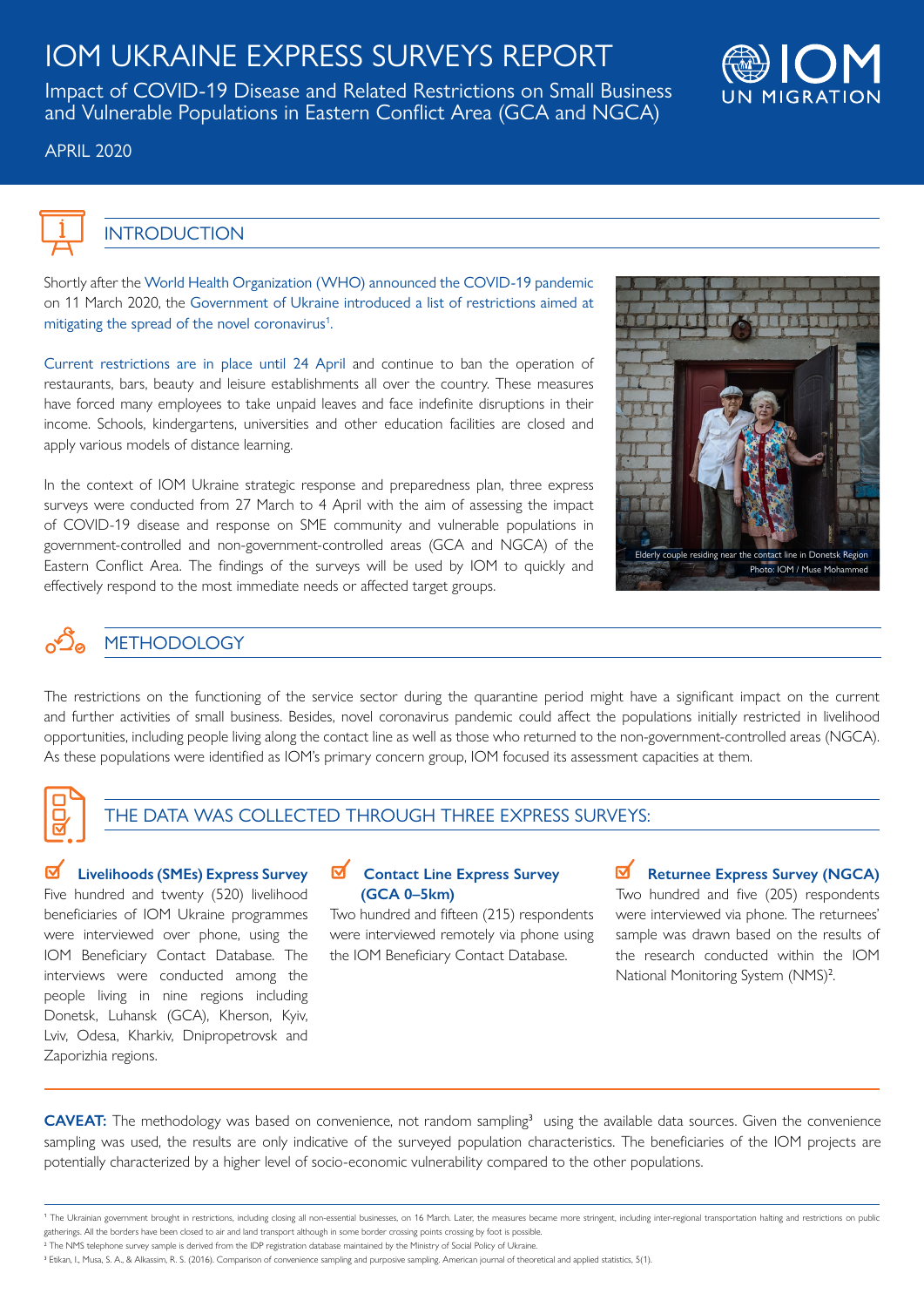# IOM UKRAINE EXPRESS SURVEYS REPORT

Impact of COVID-19 Disease and Related Restrictions on Small Business and Vulnerable Populations in Eastern Conflict Area (GCA and NGCA)

APRIL 2020

## INTRODUCTION

Shortly after the World Health Organization (WHO) announced the COVID-19 pandemic on 11 March 2020, the Government of Ukraine introduced a list of restrictions aimed at mitigating the spread of the novel coronavirus[1].

Current restrictions are in place until 24 April and continue to ban the operation of restaurants, bars, beauty and leisure establishments all over the country. These measures have forced many employees to take unpaid leaves and face indefinite disruptions in their income. Schools, kindergartens, universities and other education facilities are closed and apply various models of distance learning.

In the context of IOM Ukraine strategic response and preparedness plan, three express surveys were conducted from 27 March to 4 April with the aim of assessing the impact of COVID-19 disease and response on SME community and vulnerable populations in government-controlled and non-government-controlled areas (GCA and NGCA) of the Eastern Conflict Area. The findings of the surveys will be used by IOM to quickly and effectively respond to the most immediate needs or affected target groups.

Elderly couple residing near the contact line in Donetsk Region
Photo: IOM / Muse Mohammed

## METHODOLOGY

The restrictions on the functioning of the service sector during the quarantine period might have a significant impact on the current and further activities of small business. Besides, novel coronavirus pandemic could affect the populations initially restricted in livelihood opportunities, including people living along the contact line as well as those who returned to the non-government-controlled areas (NGCA). As these populations were identified as IOM's primary concern group, IOM focused its assessment capacities at them.

## THE DATA WAS COLLECTED THROUGH THREE EXPRESS SURVEYS:

**Livelihoods (SMEs) Express Survey**
Five hundred and twenty (520) livelihood beneficiaries of IOM Ukraine programmes were interviewed over phone, using the IOM Beneficiary Contact Database. The interviews were conducted among the people living in nine regions including Donetsk, Luhansk (GCA), Kherson, Kyiv, Lviv, Odesa, Kharkiv, Dnipropetrovsk and Zaporizhia regions.

**Contact Line Express Survey (GCA 0–5km)**
Two hundred and fifteen (215) respondents were interviewed remotely via phone using the IOM Beneficiary Contact Database.

**Returnee Express Survey (NGCA)**
Two hundred and five (205) respondents were interviewed via phone. The returnees' sample was drawn based on the results of the research conducted within the IOM National Monitoring System (NMS)[2].

**CAVEAT:** The methodology was based on convenience, not random sampling[3] using the available data sources. Given the convenience sampling was used, the results are only indicative of the surveyed population characteristics. The beneficiaries of the IOM projects are potentially characterized by a higher level of socio-economic vulnerability compared to the other populations.

---

[1] The Ukrainian government brought in restrictions, including closing all non-essential businesses, on 16 March. Later, the measures became more stringent, including inter-regional transportation halting and restrictions on public gatherings. All the borders have been closed to air and land transport although in some border crossing points crossing by foot is possible.

[2] The NMS telephone survey sample is derived from the IDP registration database maintained by the Ministry of Social Policy of Ukraine.

[3] Etikan, I., Musa, S. A., & Alkassim, R. S. (2016). Comparison of convenience sampling and purposive sampling. American journal of theoretical and applied statistics, 5(1).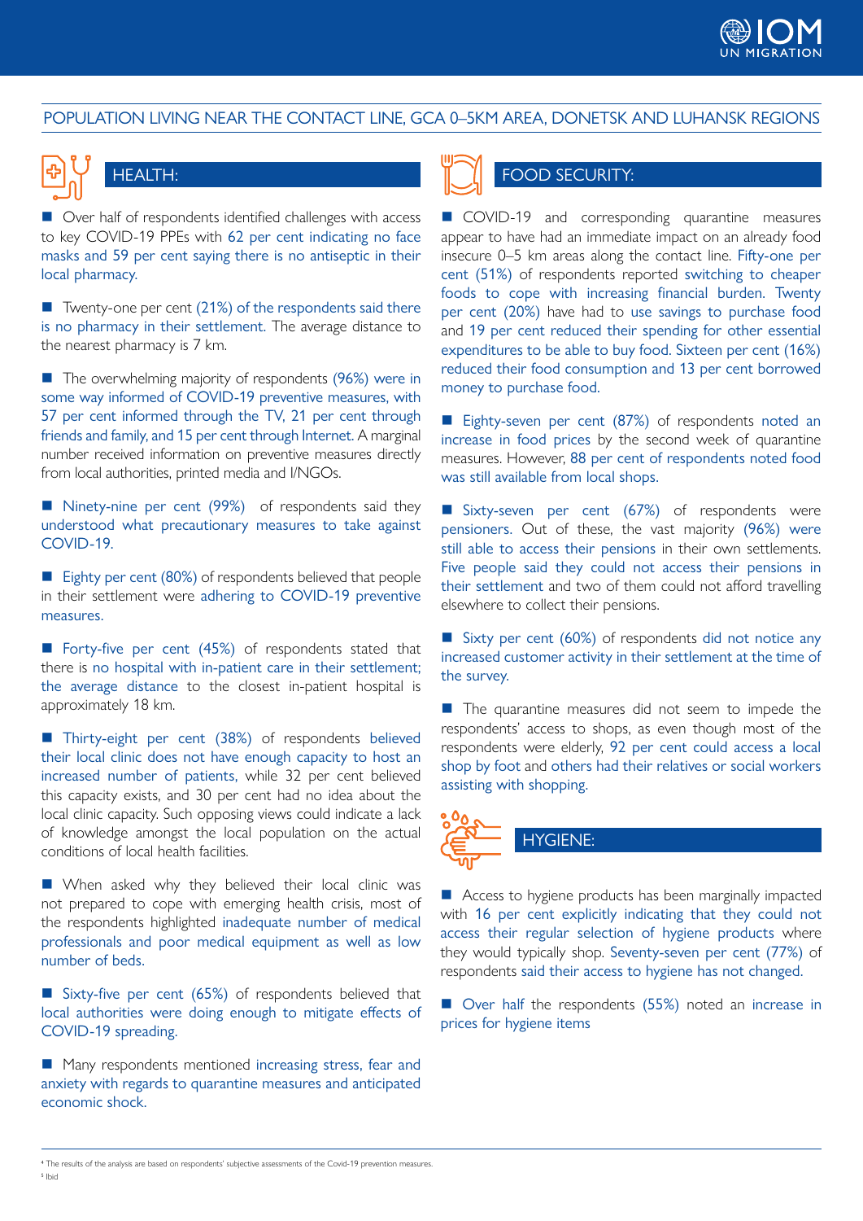## POPULATION LIVING NEAR THE CONTACT LINE, GCA 0–5KM AREA, DONETSK AND LUHANSK REGIONS

### HEALTH:

- Over half of respondents identified challenges with access to key COVID-19 PPEs with 62 per cent indicating no face masks and 59 per cent saying there is no antiseptic in their local pharmacy.

- Twenty-one per cent (21%) of the respondents said there is no pharmacy in their settlement. The average distance to the nearest pharmacy is 7 km.

- The overwhelming majority of respondents (96%) were in some way informed of COVID-19 preventive measures, with 57 per cent informed through the TV, 21 per cent through friends and family, and 15 per cent through Internet. A marginal number received information on preventive measures directly from local authorities, printed media and I/NGOs.

- Ninety-nine per cent (99%) of respondents said they understood what precautionary measures to take against COVID-19.

- Eighty per cent (80%) of respondents believed that people in their settlement were adhering to COVID-19 preventive measures.

- Forty-five per cent (45%) of respondents stated that there is no hospital with in-patient care in their settlement; the average distance to the closest in-patient hospital is approximately 18 km.

- Thirty-eight per cent (38%) of respondents believed their local clinic does not have enough capacity to host an increased number of patients, while 32 per cent believed this capacity exists, and 30 per cent had no idea about the local clinic capacity. Such opposing views could indicate a lack of knowledge amongst the local population on the actual conditions of local health facilities.

- When asked why they believed their local clinic was not prepared to cope with emerging health crisis, most of the respondents highlighted inadequate number of medical professionals and poor medical equipment as well as low number of beds.

- Sixty-five per cent (65%) of respondents believed that local authorities were doing enough to mitigate effects of COVID-19 spreading.

- Many respondents mentioned increasing stress, fear and anxiety with regards to quarantine measures and anticipated economic shock.

### FOOD SECURITY:

- COVID-19 and corresponding quarantine measures appear to have had an immediate impact on an already food insecure 0–5 km areas along the contact line. Fifty-one per cent (51%) of respondents reported switching to cheaper foods to cope with increasing financial burden. Twenty per cent (20%) have had to use savings to purchase food and 19 per cent reduced their spending for other essential expenditures to be able to buy food. Sixteen per cent (16%) reduced their food consumption and 13 per cent borrowed money to purchase food.

- Eighty-seven per cent (87%) of respondents noted an increase in food prices by the second week of quarantine measures. However, 88 per cent of respondents noted food was still available from local shops.

- Sixty-seven per cent (67%) of respondents were pensioners. Out of these, the vast majority (96%) were still able to access their pensions in their own settlements. Five people said they could not access their pensions in their settlement and two of them could not afford travelling elsewhere to collect their pensions.

- Sixty per cent (60%) of respondents did not notice any increased customer activity in their settlement at the time of the survey.

- The quarantine measures did not seem to impede the respondents' access to shops, as even though most of the respondents were elderly, 92 per cent could access a local shop by foot and others had their relatives or social workers assisting with shopping.

### HYGIENE:

- Access to hygiene products has been marginally impacted with 16 per cent explicitly indicating that they could not access their regular selection of hygiene products where they would typically shop. Seventy-seven per cent (77%) of respondents said their access to hygiene has not changed.

- Over half the respondents (55%) noted an increase in prices for hygiene items

---

[4] The results of the analysis are based on respondents' subjective assessments of the Covid-19 prevention measures.
[5] Ibid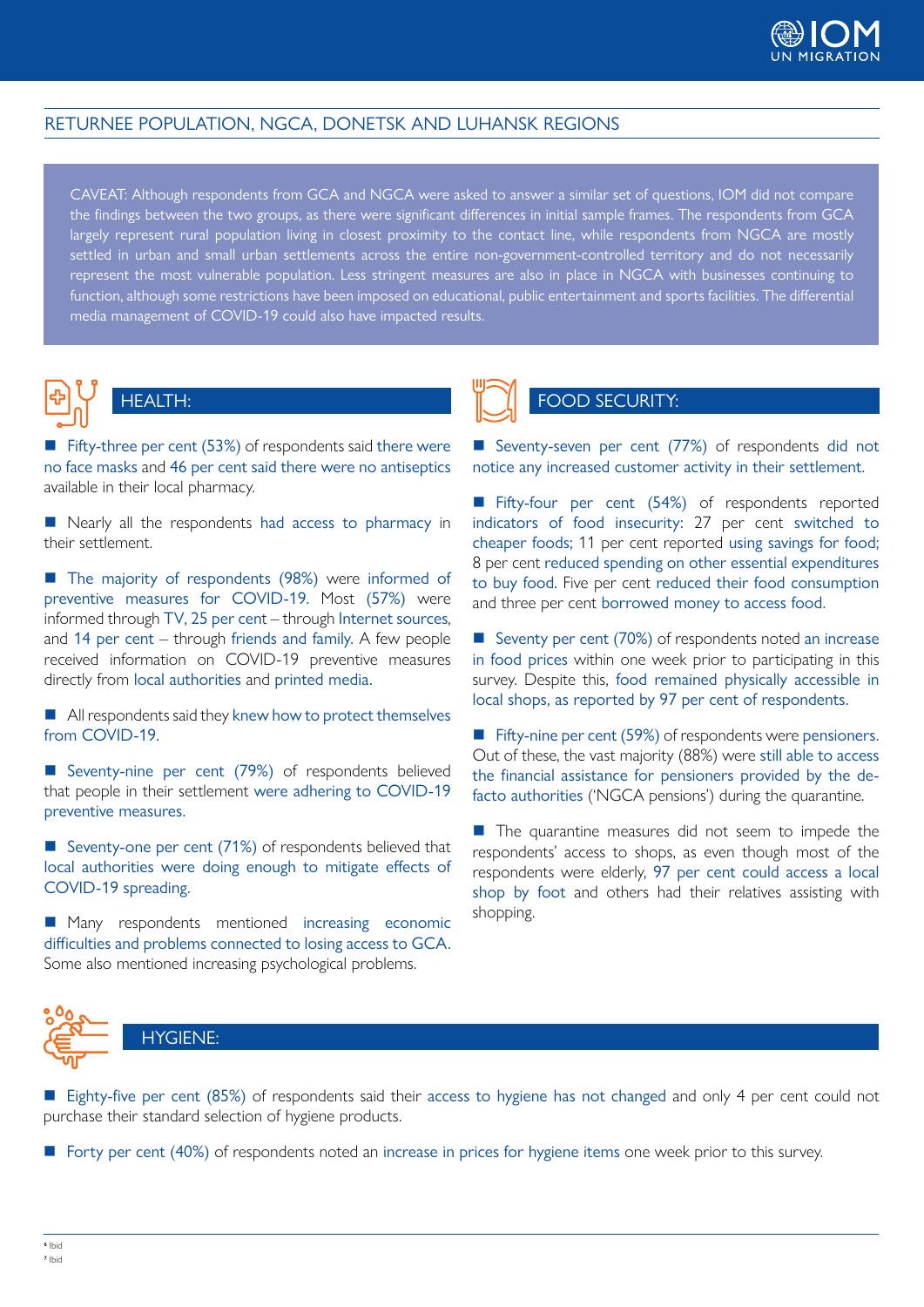## RETURNEE POPULATION, NGCA, DONETSK AND LUHANSK REGIONS

CAVEAT: Although respondents from GCA and NGCA were asked to answer a similar set of questions, IOM did not compare the findings between the two groups, as there were significant differences in initial sample frames. The respondents from GCA largely represent rural population living in closest proximity to the contact line, while respondents from NGCA are mostly settled in urban and small urban settlements across the entire non-government-controlled territory and do not necessarily represent the most vulnerable population. Less stringent measures are also in place in NGCA with businesses continuing to function, although some restrictions have been imposed on educational, public entertainment and sports facilities. The differential media management of COVID-19 could also have impacted results.

### HEALTH:

- Fifty-three per cent (53%) of respondents said there were no face masks and 46 per cent said there were no antiseptics available in their local pharmacy.
- Nearly all the respondents had access to pharmacy in their settlement.
- The majority of respondents (98%) were informed of preventive measures for COVID-19. Most (57%) were informed through TV, 25 per cent – through Internet sources, and 14 per cent – through friends and family. A few people received information on COVID-19 preventive measures directly from local authorities and printed media.
- All respondents said they knew how to protect themselves from COVID-19.
- Seventy-nine per cent (79%) of respondents believed that people in their settlement were adhering to COVID-19 preventive measures.
- Seventy-one per cent (71%) of respondents believed that local authorities were doing enough to mitigate effects of COVID-19 spreading.
- Many respondents mentioned increasing economic difficulties and problems connected to losing access to GCA. Some also mentioned increasing psychological problems.

### FOOD SECURITY:

- Seventy-seven per cent (77%) of respondents did not notice any increased customer activity in their settlement.
- Fifty-four per cent (54%) of respondents reported indicators of food insecurity: 27 per cent switched to cheaper foods; 11 per cent reported using savings for food; 8 per cent reduced spending on other essential expenditures to buy food. Five per cent reduced their food consumption and three per cent borrowed money to access food.
- Seventy per cent (70%) of respondents noted an increase in food prices within one week prior to participating in this survey. Despite this, food remained physically accessible in local shops, as reported by 97 per cent of respondents.
- Fifty-nine per cent (59%) of respondents were pensioners. Out of these, the vast majority (88%) were still able to access the financial assistance for pensioners provided by the de-facto authorities ('NGCA pensions') during the quarantine.
- The quarantine measures did not seem to impede the respondents' access to shops, as even though most of the respondents were elderly, 97 per cent could access a local shop by foot and others had their relatives assisting with shopping.

### HYGIENE:

- Eighty-five per cent (85%) of respondents said their access to hygiene has not changed and only 4 per cent could not purchase their standard selection of hygiene products.
- Forty per cent (40%) of respondents noted an increase in prices for hygiene items one week prior to this survey.

[6] Ibid
[7] Ibid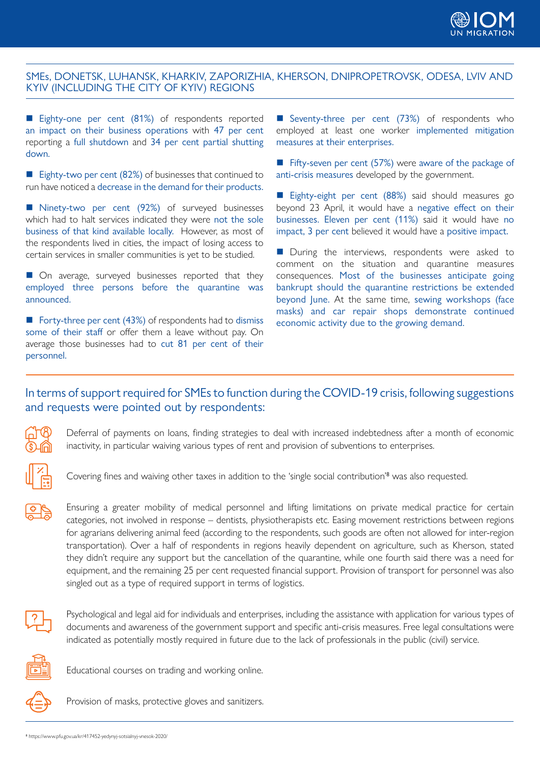## SMEs, DONETSK, LUHANSK, KHARKIV, ZAPORIZHIA, KHERSON, DNIPROPETROVSK, ODESA, LVIV AND KYIV (INCLUDING THE CITY OF KYIV) REGIONS

- Eighty-one per cent (81%) of respondents reported an impact on their business operations with 47 per cent reporting a full shutdown and 34 per cent partial shutting down.

- Eighty-two per cent (82%) of businesses that continued to run have noticed a decrease in the demand for their products.

- Ninety-two per cent (92%) of surveyed businesses which had to halt services indicated they were not the sole business of that kind available locally. However, as most of the respondents lived in cities, the impact of losing access to certain services in smaller communities is yet to be studied.

- On average, surveyed businesses reported that they employed three persons before the quarantine was announced.

- Forty-three per cent (43%) of respondents had to dismiss some of their staff or offer them a leave without pay. On average those businesses had to cut 81 per cent of their personnel.

- Seventy-three per cent (73%) of respondents who employed at least one worker implemented mitigation measures at their enterprises.

- Fifty-seven per cent (57%) were aware of the package of anti-crisis measures developed by the government.

- Eighty-eight per cent (88%) said should measures go beyond 23 April, it would have a negative effect on their businesses. Eleven per cent (11%) said it would have no impact, 3 per cent believed it would have a positive impact.

- During the interviews, respondents were asked to comment on the situation and quarantine measures consequences. Most of the businesses anticipate going bankrupt should the quarantine restrictions be extended beyond June. At the same time, sewing workshops (face masks) and car repair shops demonstrate continued economic activity due to the growing demand.

## In terms of support required for SMEs to function during the COVID-19 crisis, following suggestions and requests were pointed out by respondents:

Deferral of payments on loans, finding strategies to deal with increased indebtedness after a month of economic inactivity, in particular waiving various types of rent and provision of subventions to enterprises.

Covering fines and waiving other taxes in addition to the 'single social contribution'[8] was also requested.

Ensuring a greater mobility of medical personnel and lifting limitations on private medical practice for certain categories, not involved in response – dentists, physiotherapists etc. Easing movement restrictions between regions for agrarians delivering animal feed (according to the respondents, such goods are often not allowed for inter-region transportation). Over a half of respondents in regions heavily dependent on agriculture, such as Kherson, stated they didn't require any support but the cancellation of the quarantine, while one fourth said there was a need for equipment, and the remaining 25 per cent requested financial support. Provision of transport for personnel was also singled out as a type of required support in terms of logistics.

Psychological and legal aid for individuals and enterprises, including the assistance with application for various types of documents and awareness of the government support and specific anti-crisis measures. Free legal consultations were indicated as potentially mostly required in future due to the lack of professionals in the public (civil) service.

Educational courses on trading and working online.

Provision of masks, protective gloves and sanitizers.

---

[8] https://www.pfu.gov.ua/kr/417452-yedynyj-sotsialnyj-vnesok-2020/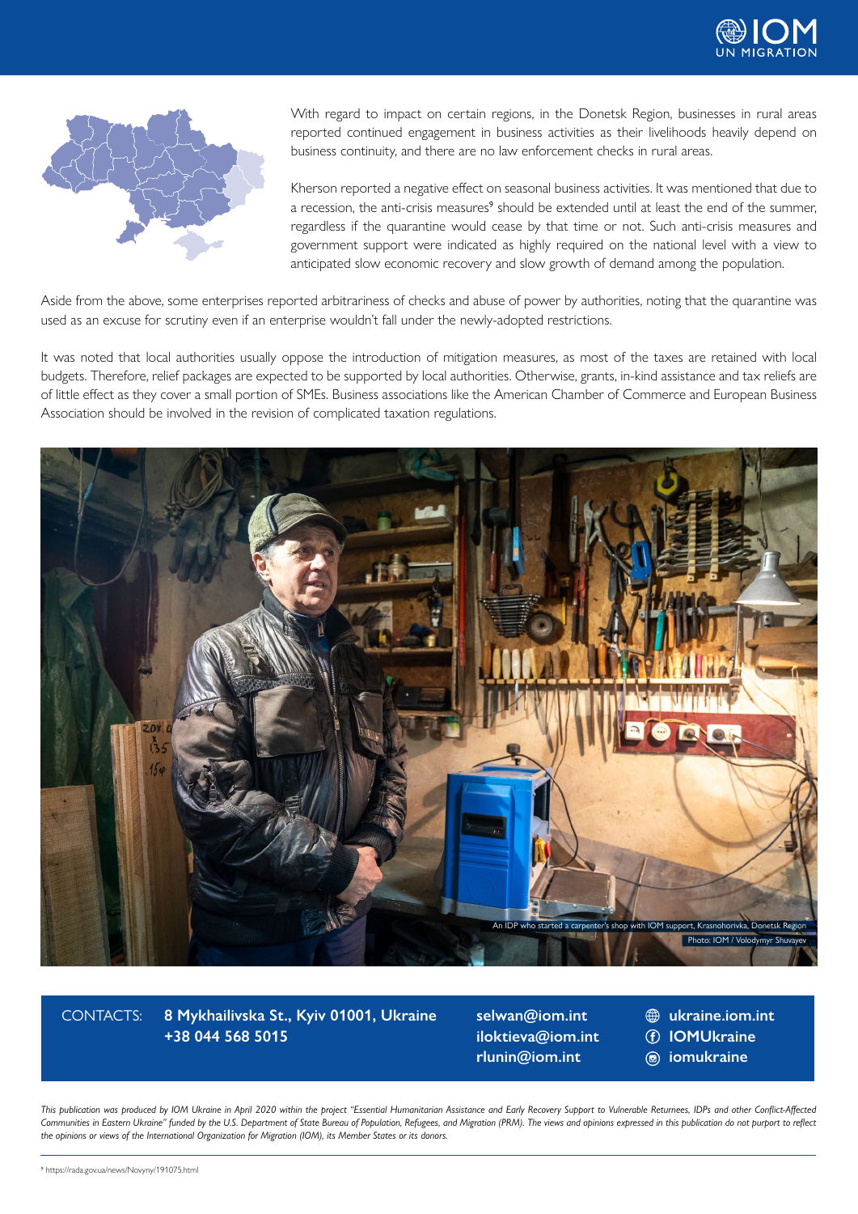With regard to impact on certain regions, in the Donetsk Region, businesses in rural areas reported continued engagement in business activities as their livelihoods heavily depend on business continuity, and there are no law enforcement checks in rural areas.

Kherson reported a negative effect on seasonal business activities. It was mentioned that due to a recession, the anti-crisis measures[9] should be extended until at least the end of the summer, regardless if the quarantine would cease by that time or not. Such anti-crisis measures and government support were indicated as highly required on the national level with a view to anticipated slow economic recovery and slow growth of demand among the population.

Aside from the above, some enterprises reported arbitrariness of checks and abuse of power by authorities, noting that the quarantine was used as an excuse for scrutiny even if an enterprise wouldn't fall under the newly-adopted restrictions.

It was noted that local authorities usually oppose the introduction of mitigation measures, as most of the taxes are retained with local budgets. Therefore, relief packages are expected to be supported by local authorities. Otherwise, grants, in-kind assistance and tax reliefs are of little effect as they cover a small portion of SMEs. Business associations like the American Chamber of Commerce and European Business Association should be involved in the revision of complicated taxation regulations.

An IDP who started a carpenter's shop with IOM support, Krasnohorivka, Donetsk Region

Photo: IOM / Volodymyr Shuvayev

CONTACTS: **8 Mykhailivska St., Kyiv 01001, Ukraine**
**+38 044 568 5015**

**selwan@iom.int**
**iloktieva@iom.int**
**rlunin@iom.int**

**ukraine.iom.int**
**IOMUkraine**
**iomukraine**

*This publication was produced by IOM Ukraine in April 2020 within the project "Essential Humanitarian Assistance and Early Recovery Support to Vulnerable Returnees, IDPs and other Conflict-Affected Communities in Eastern Ukraine" funded by the U.S. Department of State Bureau of Population, Refugees, and Migration (PRM). The views and opinions expressed in this publication do not purport to reflect the opinions or views of the International Organization for Migration (IOM), its Member States or its donors.*

[9] https://rada.gov.ua/news/Novyny/191075.html